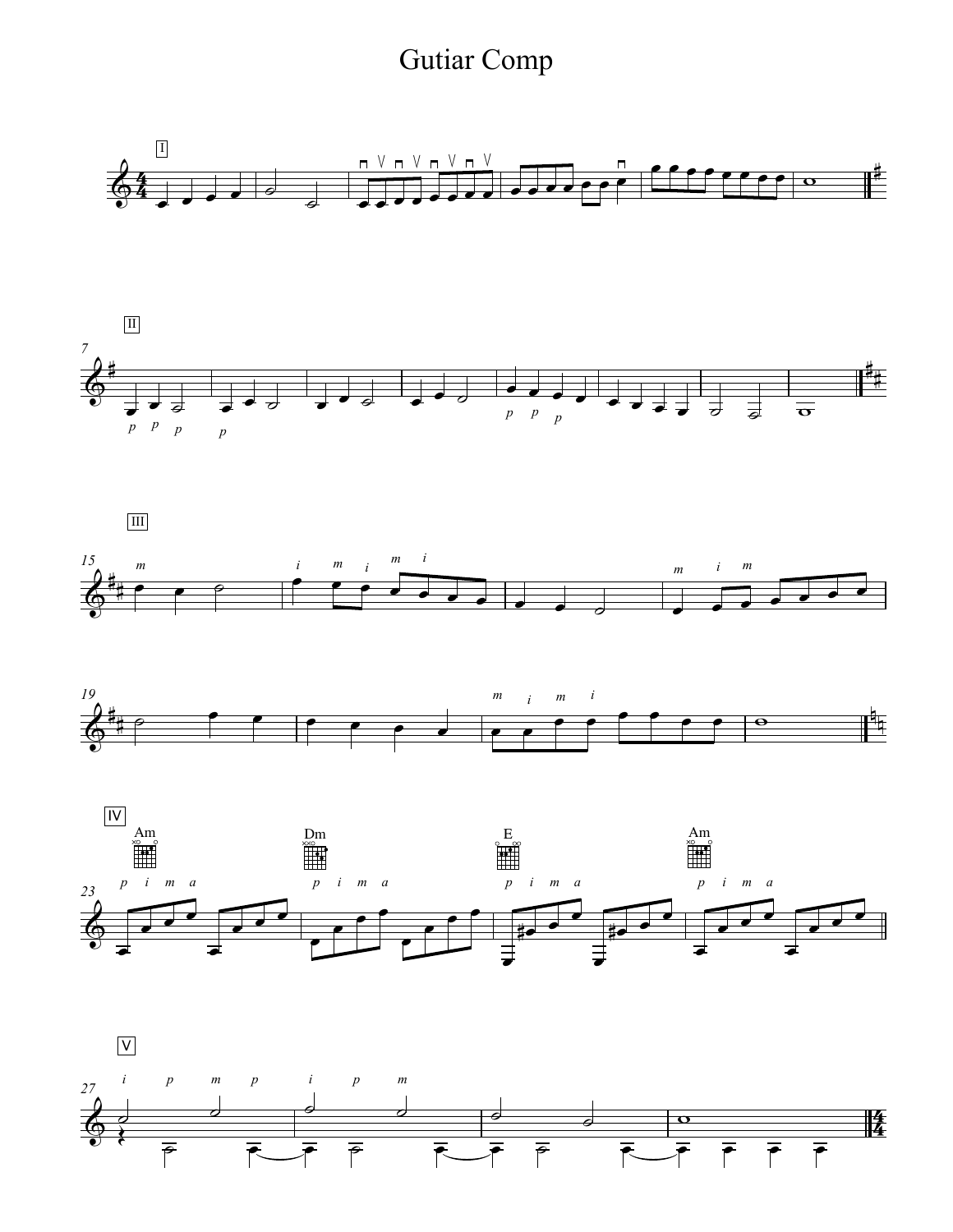# Gutiar Comp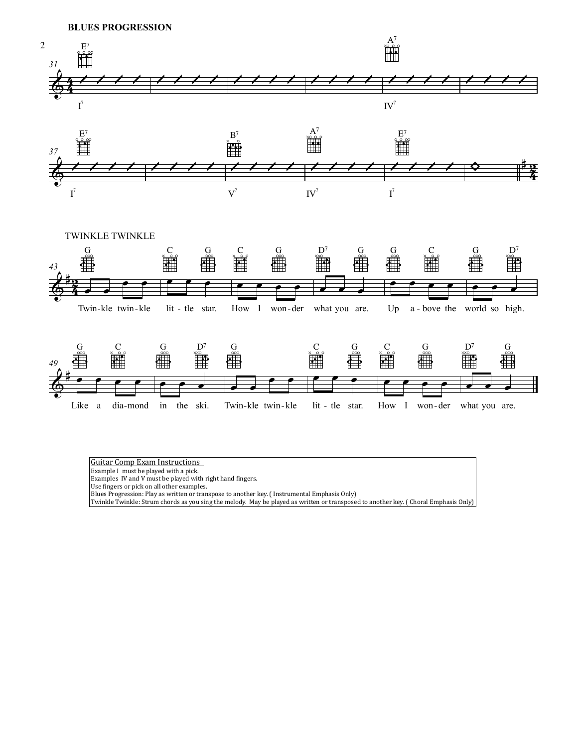## BLUES PROGRESSION

E7 A7

I7 IV7

E7 B7 A7 E7

I7 V7 IV7 I7

## TWINKLE TWINKLE

G C G C G D7 G G C G D7

Twin-kle twin-kle lit-tle star. How I won-der what you are. Up a-bove the world so high.

G C G D7 G C G C G D7 G

Like a dia-mond in the ski. Twin-kle twin-kle lit-tle star. How I won-der what you are.

| Guitar Comp Exam Instructions |
|---|
| Example I must be played with a pick. |
| Examples IV and V must be played with right hand fingers. |
| Use fingers or pick on all other examples. |
| Blues Progression: Play as written or transpose to another key. ( Instrumental Emphasis Only) |
| Twinkle Twinkle: Strum chords as you sing the melody. May be played as written or transposed to another key. ( Choral Emphasis Only) |